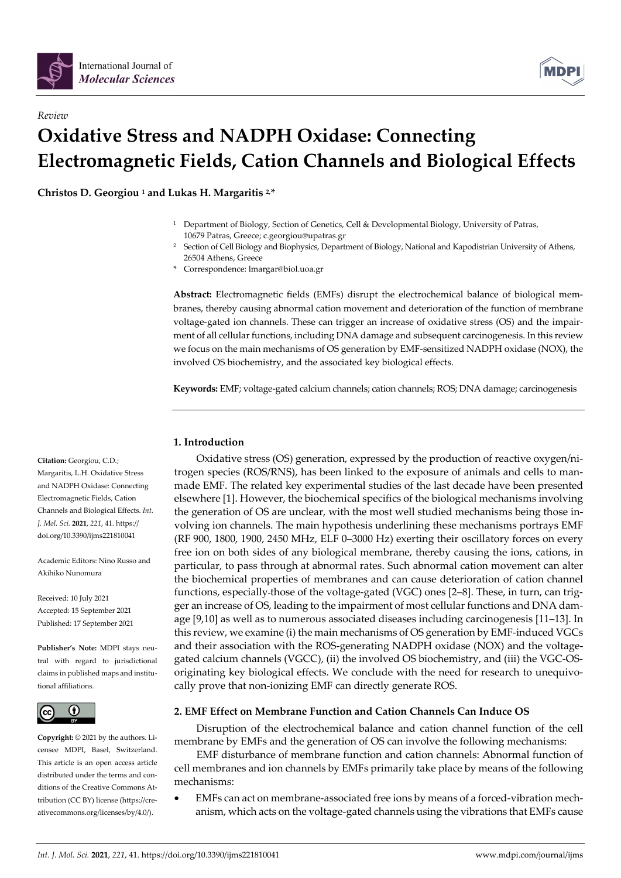International Journal of *Molecular Sciences*

*Review*

# Oxidative Stress and NADPH Oxidase: Connecting Electromagnetic Fields, Cation Channels and Biological Effects

**Christos D. Georgiou [1] and Lukas H. Margaritis [2,*]**

[1] Department of Biology, Section of Genetics, Cell & Developmental Biology, University of Patras, 10679 Patras, Greece; c.georgiou@upatras.gr

[2] Section of Cell Biology and Biophysics, Department of Biology, National and Kapodistrian University of Athens, 26504 Athens, Greece

\* Correspondence: lmargar@biol.uoa.gr

**Abstract:** Electromagnetic fields (EMFs) disrupt the electrochemical balance of biological membranes, thereby causing abnormal cation movement and deterioration of the function of membrane voltage-gated ion channels. These can trigger an increase of oxidative stress (OS) and the impairment of all cellular functions, including DNA damage and subsequent carcinogenesis. In this review we focus on the main mechanisms of OS generation by EMF-sensitized NADPH oxidase (NOX), the involved OS biochemistry, and the associated key biological effects.

**Keywords:** EMF; voltage-gated calcium channels; cation channels; ROS; DNA damage; carcinogenesis

**Citation:** Georgiou, C.D.; Margaritis, L.H. Oxidative Stress and NADPH Oxidase: Connecting Electromagnetic Fields, Cation Channels and Biological Effects. *Int. J. Mol. Sci.* **2021**, *221*, 41. https://doi.org/10.3390/ijms221810041

Academic Editors: Nino Russo and Akihiko Nunomura

Received: 10 July 2021
Accepted: 15 September 2021
Published: 17 September 2021

**Publisher's Note:** MDPI stays neutral with regard to jurisdictional claims in published maps and institutional affiliations.

**Copyright:** © 2021 by the authors. Licensee MDPI, Basel, Switzerland. This article is an open access article distributed under the terms and conditions of the Creative Commons Attribution (CC BY) license (https://creativecommons.org/licenses/by/4.0/).

## 1. Introduction

Oxidative stress (OS) generation, expressed by the production of reactive oxygen/nitrogen species (ROS/RNS), has been linked to the exposure of animals and cells to man-made EMF. The related key experimental studies of the last decade have been presented elsewhere [1]. However, the biochemical specifics of the biological mechanisms involving the generation of OS are unclear, with the most well studied mechanisms being those involving ion channels. The main hypothesis underlining these mechanisms portrays EMF (RF 900, 1800, 1900, 2450 MHz, ELF 0–3000 Hz) exerting their oscillatory forces on every free ion on both sides of any biological membrane, thereby causing the ions, cations, in particular, to pass through at abnormal rates. Such abnormal cation movement can alter the biochemical properties of membranes and can cause deterioration of cation channel functions, especially those of the voltage-gated (VGC) ones [2–8]. These, in turn, can trigger an increase of OS, leading to the impairment of most cellular functions and DNA damage [9,10] as well as to numerous associated diseases including carcinogenesis [11–13]. In this review, we examine (i) the main mechanisms of OS generation by EMF-induced VGCs and their association with the ROS-generating NADPH oxidase (NOX) and the voltage-gated calcium channels (VGCC), (ii) the involved OS biochemistry, and (iii) the VGC-OS-originating key biological effects. We conclude with the need for research to unequivocally prove that non-ionizing EMF can directly generate ROS.

## 2. EMF Effect on Membrane Function and Cation Channels Can Induce OS

Disruption of the electrochemical balance and cation channel function of the cell membrane by EMFs and the generation of OS can involve the following mechanisms:

EMF disturbance of membrane function and cation channels: Abnormal function of cell membranes and ion channels by EMFs primarily take place by means of the following mechanisms:

- EMFs can act on membrane-associated free ions by means of a forced-vibration mechanism, which acts on the voltage-gated channels using the vibrations that EMFs cause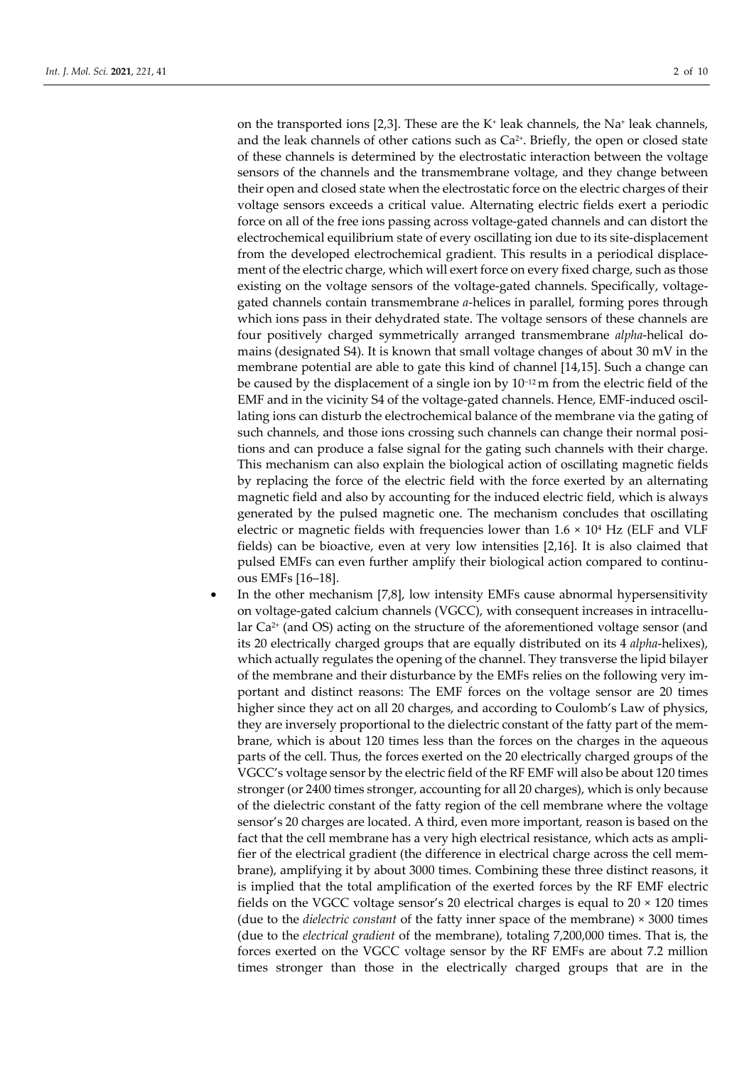on the transported ions [2,3]. These are the $K^+$ leak channels, the $Na^+$ leak channels, and the leak channels of other cations such as $Ca^{2+}$. Briefly, the open or closed state of these channels is determined by the electrostatic interaction between the voltage sensors of the channels and the transmembrane voltage, and they change between their open and closed state when the electrostatic force on the electric charges of their voltage sensors exceeds a critical value. Alternating electric fields exert a periodic force on all of the free ions passing across voltage-gated channels and can distort the electrochemical equilibrium state of every oscillating ion due to its site-displacement from the developed electrochemical gradient. This results in a periodical displacement of the electric charge, which will exert force on every fixed charge, such as those existing on the voltage sensors of the voltage-gated channels. Specifically, voltage-gated channels contain transmembrane *a*-helices in parallel, forming pores through which ions pass in their dehydrated state. The voltage sensors of these channels are four positively charged symmetrically arranged transmembrane *alpha*-helical domains (designated S4). It is known that small voltage changes of about 30 mV in the membrane potential are able to gate this kind of channel [14,15]. Such a change can be caused by the displacement of a single ion by $10^{-12}$ m from the electric field of the EMF and in the vicinity S4 of the voltage-gated channels. Hence, EMF-induced oscillating ions can disturb the electrochemical balance of the membrane via the gating of such channels, and those ions crossing such channels can change their normal positions and can produce a false signal for the gating such channels with their charge. This mechanism can also explain the biological action of oscillating magnetic fields by replacing the force of the electric field with the force exerted by an alternating magnetic field and also by accounting for the induced electric field, which is always generated by the pulsed magnetic one. The mechanism concludes that oscillating electric or magnetic fields with frequencies lower than $1.6 \times 10^4$ Hz (ELF and VLF fields) can be bioactive, even at very low intensities [2,16]. It is also claimed that pulsed EMFs can even further amplify their biological action compared to continuous EMFs [16–18].

- In the other mechanism [7,8], low intensity EMFs cause abnormal hypersensitivity on voltage-gated calcium channels (VGCC), with consequent increases in intracellular $Ca^{2+}$ (and OS) acting on the structure of the aforementioned voltage sensor (and its 20 electrically charged groups that are equally distributed on its 4 *alpha*-helixes), which actually regulates the opening of the channel. They transverse the lipid bilayer of the membrane and their disturbance by the EMFs relies on the following very important and distinct reasons: The EMF forces on the voltage sensor are 20 times higher since they act on all 20 charges, and according to Coulomb's Law of physics, they are inversely proportional to the dielectric constant of the fatty part of the membrane, which is about 120 times less than the forces on the charges in the aqueous parts of the cell. Thus, the forces exerted on the 20 electrically charged groups of the VGCC's voltage sensor by the electric field of the RF EMF will also be about 120 times stronger (or 2400 times stronger, accounting for all 20 charges), which is only because of the dielectric constant of the fatty region of the cell membrane where the voltage sensor's 20 charges are located. A third, even more important, reason is based on the fact that the cell membrane has a very high electrical resistance, which acts as amplifier of the electrical gradient (the difference in electrical charge across the cell membrane), amplifying it by about 3000 times. Combining these three distinct reasons, it is implied that the total amplification of the exerted forces by the RF EMF electric fields on the VGCC voltage sensor's 20 electrical charges is equal to $20 \times 120$ times (due to the *dielectric constant* of the fatty inner space of the membrane) $\times$ 3000 times (due to the *electrical gradient* of the membrane), totaling 7,200,000 times. That is, the forces exerted on the VGCC voltage sensor by the RF EMFs are about 7.2 million times stronger than those in the electrically charged groups that are in the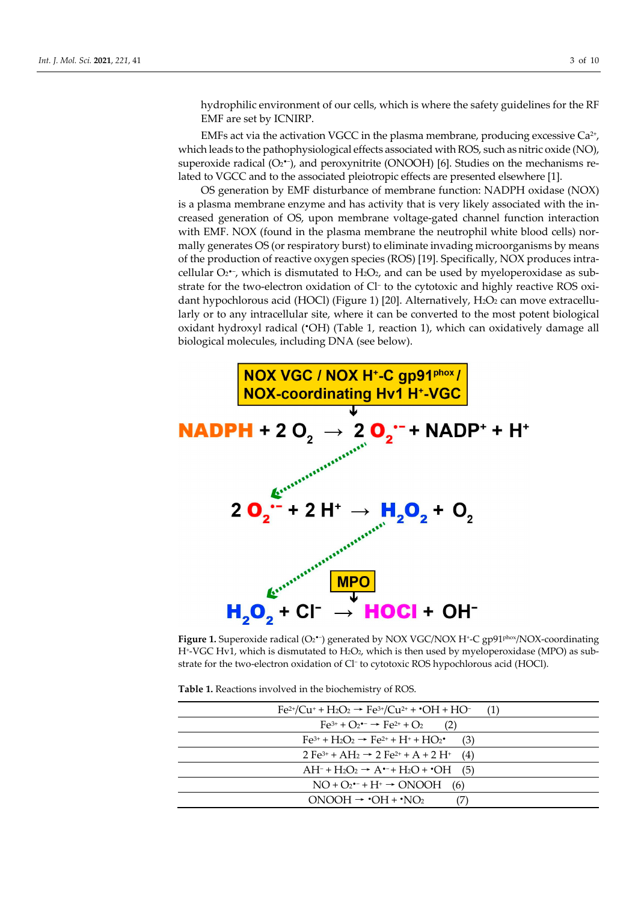hydrophilic environment of our cells, which is where the safety guidelines for the RF EMF are set by ICNIRP.

EMFs act via the activation VGCC in the plasma membrane, producing excessive $Ca^{2+}$, which leads to the pathophysiological effects associated with ROS, such as nitric oxide (NO), superoxide radical ($O_2^{\bullet-}$), and peroxynitrite (ONOOH) [6]. Studies on the mechanisms related to VGCC and to the associated pleiotropic effects are presented elsewhere [1].

OS generation by EMF disturbance of membrane function: NADPH oxidase (NOX) is a plasma membrane enzyme and has activity that is very likely associated with the increased generation of OS, upon membrane voltage-gated channel function interaction with EMF. NOX (found in the plasma membrane the neutrophil white blood cells) normally generates OS (or respiratory burst) to eliminate invading microorganisms by means of the production of reactive oxygen species (ROS) [19]. Specifically, NOX produces intracellular $O_2^{\bullet-}$, which is dismutated to $H_2O_2$, and can be used by myeloperoxidase as substrate for the two-electron oxidation of $Cl^-$ to the cytotoxic and highly reactive ROS oxidant hypochlorous acid (HOCl) (Figure 1) [20]. Alternatively, $H_2O_2$ can move extracellularly or to any intracellular site, where it can be converted to the most potent biological oxidant hydroxyl radical ($^\bullet$OH) (Table 1, reaction 1), which can oxidatively damage all biological molecules, including DNA (see below).

NOX VGC / NOX $H^+$-C gp91$^{phox}$ / NOX-coordinating Hv1 $H^+$-VGC

$$NADPH + 2\,O_2 \rightarrow 2\,O_2^{\bullet-} + NADP^+ + H^+$$

$$2\,O_2^{\bullet-} + 2\,H^+ \rightarrow H_2O_2 + O_2$$

MPO

$$H_2O_2 + Cl^- \rightarrow HOCl + OH^-$$

**Figure 1.** Superoxide radical ($O_2^{\bullet-}$) generated by NOX VGC/NOX $H^+$-C gp91$^{phox}$/NOX-coordinating $H^+$-VGC Hv1, which is dismutated to $H_2O_2$, which is then used by myeloperoxidase (MPO) as substrate for the two-electron oxidation of $Cl^-$ to cytotoxic ROS hypochlorous acid (HOCl).

**Table 1.** Reactions involved in the biochemistry of ROS.

| Reaction | No. |
|---|---|
| $Fe^{2+}/Cu^{+} + H_2O_2 \rightarrow Fe^{3+}/Cu^{2+} + {}^\bullet OH + HO^-$ | (1) |
| $Fe^{3+} + O_2^{\bullet-} \rightarrow Fe^{2+} + O_2$ | (2) |
| $Fe^{3+} + H_2O_2 \rightarrow Fe^{2+} + H^+ + HO_2^\bullet$ | (3) |
| $2\,Fe^{3+} + AH_2 \rightarrow 2\,Fe^{2+} + A + 2\,H^+$ | (4) |
| $AH^- + H_2O_2 \rightarrow A^{\bullet-} + H_2O + {}^\bullet OH$ | (5) |
| $NO + O_2^{\bullet-} + H^+ \rightarrow ONOOH$ | (6) |
| $ONOOH \rightarrow {}^\bullet OH + {}^\bullet NO_2$ | (7) |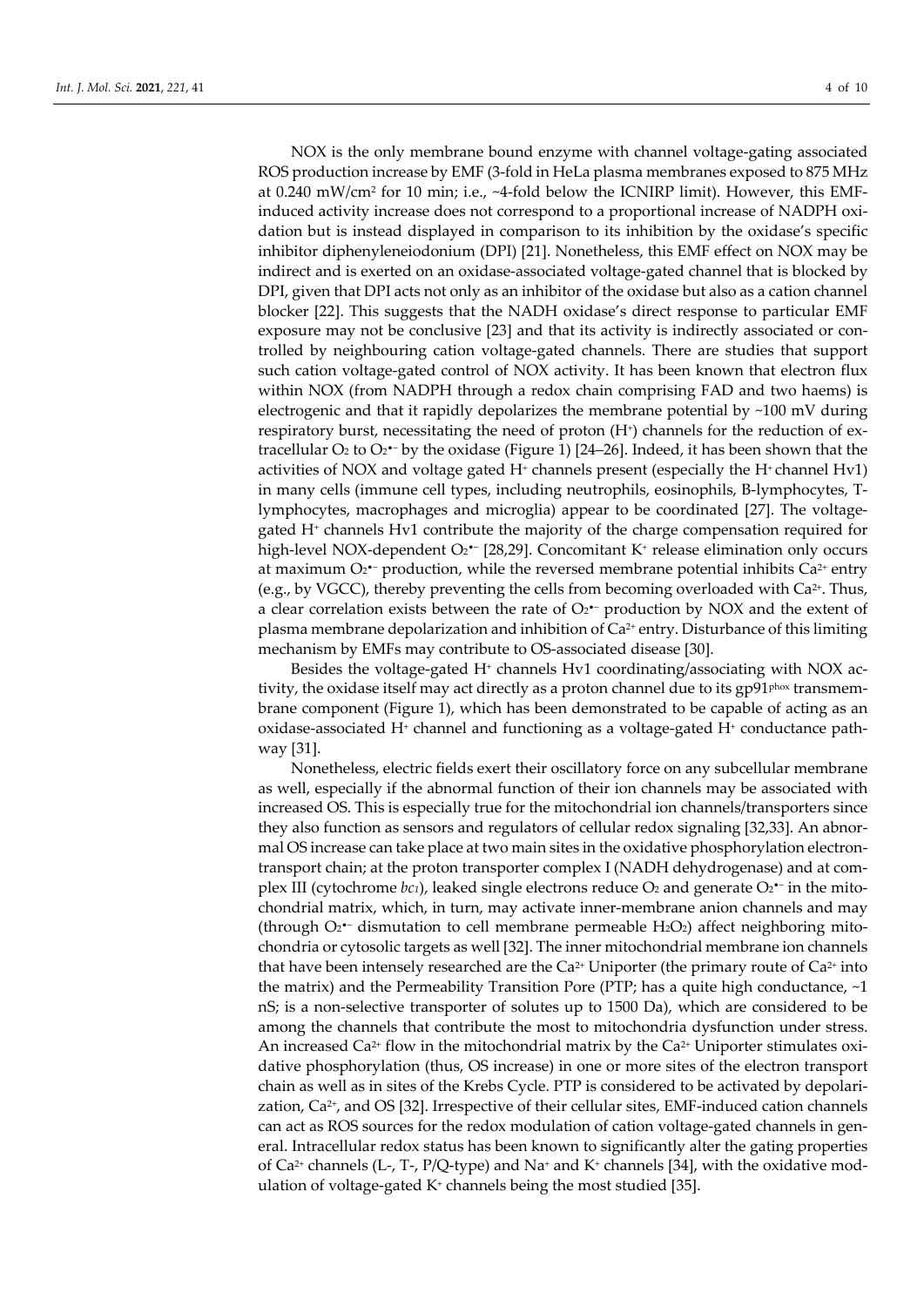NOX is the only membrane bound enzyme with channel voltage-gating associated ROS production increase by EMF (3-fold in HeLa plasma membranes exposed to 875 MHz at 0.240 $mW/cm^2$ for 10 min; i.e., ~4-fold below the ICNIRP limit). However, this EMF-induced activity increase does not correspond to a proportional increase of NADPH oxidation but is instead displayed in comparison to its inhibition by the oxidase's specific inhibitor diphenyleneiodonium (DPI) [21]. Nonetheless, this EMF effect on NOX may be indirect and is exerted on an oxidase-associated voltage-gated channel that is blocked by DPI, given that DPI acts not only as an inhibitor of the oxidase but also as a cation channel blocker [22]. This suggests that the NADH oxidase's direct response to particular EMF exposure may not be conclusive [23] and that its activity is indirectly associated or controlled by neighbouring cation voltage-gated channels. There are studies that support such cation voltage-gated control of NOX activity. It has been known that electron flux within NOX (from NADPH through a redox chain comprising FAD and two haems) is electrogenic and that it rapidly depolarizes the membrane potential by ~100 mV during respiratory burst, necessitating the need of proton ($H^+$) channels for the reduction of extracellular $O_2$ to $O_2^{\bullet -}$ by the oxidase (Figure 1) [24–26]. Indeed, it has been shown that the activities of NOX and voltage gated $H^+$ channels present (especially the $H^+$ channel Hv1) in many cells (immune cell types, including neutrophils, eosinophils, B-lymphocytes, T-lymphocytes, macrophages and microglia) appear to be coordinated [27]. The voltage-gated $H^+$ channels Hv1 contribute the majority of the charge compensation required for high-level NOX-dependent $O_2^{\bullet -}$ [28,29]. Concomitant $K^+$ release elimination only occurs at maximum $O_2^{\bullet -}$ production, while the reversed membrane potential inhibits $Ca^{2+}$ entry (e.g., by VGCC), thereby preventing the cells from becoming overloaded with $Ca^{2+}$. Thus, a clear correlation exists between the rate of $O_2^{\bullet -}$ production by NOX and the extent of plasma membrane depolarization and inhibition of $Ca^{2+}$ entry. Disturbance of this limiting mechanism by EMFs may contribute to OS-associated disease [30].

Besides the voltage-gated $H^+$ channels Hv1 coordinating/associating with NOX activity, the oxidase itself may act directly as a proton channel due to its $gp91^{phox}$ transmembrane component (Figure 1), which has been demonstrated to be capable of acting as an oxidase-associated $H^+$ channel and functioning as a voltage-gated $H^+$ conductance pathway [31].

Nonetheless, electric fields exert their oscillatory force on any subcellular membrane as well, especially if the abnormal function of their ion channels may be associated with increased OS. This is especially true for the mitochondrial ion channels/transporters since they also function as sensors and regulators of cellular redox signaling [32,33]. An abnormal OS increase can take place at two main sites in the oxidative phosphorylation electron-transport chain; at the proton transporter complex I (NADH dehydrogenase) and at complex III (cytochrome $bc_1$), leaked single electrons reduce $O_2$ and generate $O_2^{\bullet -}$ in the mitochondrial matrix, which, in turn, may activate inner-membrane anion channels and may (through $O_2^{\bullet -}$ dismutation to cell membrane permeable $H_2O_2$) affect neighboring mitochondria or cytosolic targets as well [32]. The inner mitochondrial membrane ion channels that have been intensely researched are the $Ca^{2+}$ Uniporter (the primary route of $Ca^{2+}$ into the matrix) and the Permeability Transition Pore (PTP; has a quite high conductance, ~1 nS; is a non-selective transporter of solutes up to 1500 Da), which are considered to be among the channels that contribute the most to mitochondria dysfunction under stress. An increased $Ca^{2+}$ flow in the mitochondrial matrix by the $Ca^{2+}$ Uniporter stimulates oxidative phosphorylation (thus, OS increase) in one or more sites of the electron transport chain as well as in sites of the Krebs Cycle. PTP is considered to be activated by depolarization, $Ca^{2+}$, and OS [32]. Irrespective of their cellular sites, EMF-induced cation channels can act as ROS sources for the redox modulation of cation voltage-gated channels in general. Intracellular redox status has been known to significantly alter the gating properties of $Ca^{2+}$ channels (L-, T-, P/Q-type) and $Na^+$ and $K^+$ channels [34], with the oxidative modulation of voltage-gated $K^+$ channels being the most studied [35].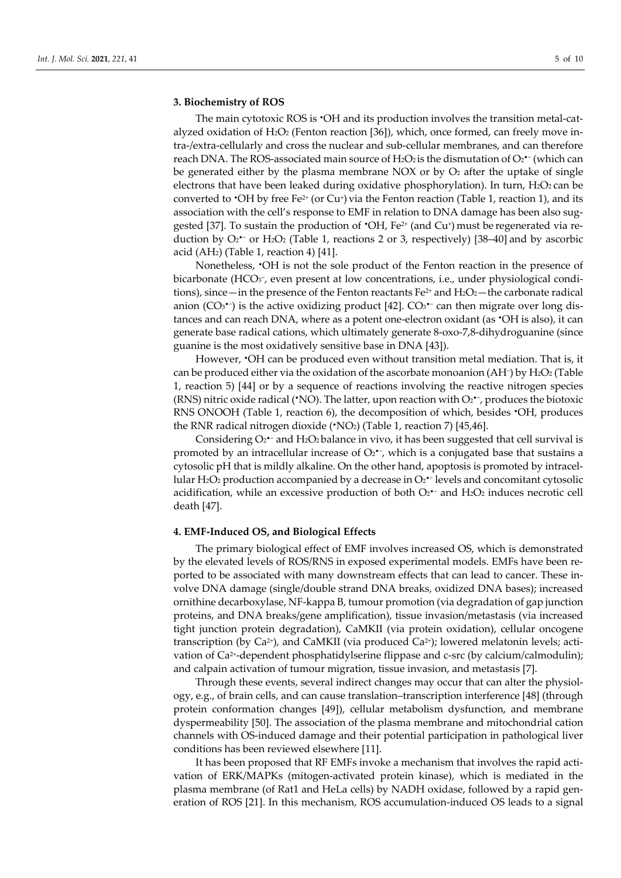## 3. Biochemistry of ROS

The main cytotoxic ROS is $^{\bullet}OH$ and its production involves the transition metal-catalyzed oxidation of $H_2O_2$ (Fenton reaction [36]), which, once formed, can freely move intra-/extra-cellularly and cross the nuclear and sub-cellular membranes, and can therefore reach DNA. The ROS-associated main source of $H_2O_2$ is the dismutation of $O_2^{\bullet-}$ (which can be generated either by the plasma membrane NOX or by $O_2$ after the uptake of single electrons that have been leaked during oxidative phosphorylation). In turn, $H_2O_2$ can be converted to $^{\bullet}OH$ by free $Fe^{2+}$ (or $Cu^{+}$) via the Fenton reaction (Table 1, reaction 1), and its association with the cell's response to EMF in relation to DNA damage has been also suggested [37]. To sustain the production of $^{\bullet}OH$, $Fe^{2+}$ (and $Cu^{+}$) must be regenerated via reduction by $O_2^{\bullet-}$ or $H_2O_2$ (Table 1, reactions 2 or 3, respectively) [38–40] and by ascorbic acid ($AH_2$) (Table 1, reaction 4) [41].

Nonetheless, $^{\bullet}OH$ is not the sole product of the Fenton reaction in the presence of bicarbonate ($HCO_3^-$, even present at low concentrations, i.e., under physiological conditions), since—in the presence of the Fenton reactants $Fe^{2+}$ and $H_2O_2$—the carbonate radical anion ($CO_3^{\bullet-}$) is the active oxidizing product [42]. $CO_3^{\bullet-}$ can then migrate over long distances and can reach DNA, where as a potent one-electron oxidant (as $^{\bullet}OH$ is also), it can generate base radical cations, which ultimately generate 8-oxo-7,8-dihydroguanine (since guanine is the most oxidatively sensitive base in DNA [43]).

However, $^{\bullet}OH$ can be produced even without transition metal mediation. That is, it can be produced either via the oxidation of the ascorbate monoanion ($AH^-$) by $H_2O_2$ (Table 1, reaction 5) [44] or by a sequence of reactions involving the reactive nitrogen species (RNS) nitric oxide radical ($^{\bullet}NO$). The latter, upon reaction with $O_2^{\bullet-}$, produces the biotoxic RNS ONOOH (Table 1, reaction 6), the decomposition of which, besides $^{\bullet}OH$, produces the RNR radical nitrogen dioxide ($^{\bullet}NO_2$) (Table 1, reaction 7) [45,46].

Considering $O_2^{\bullet-}$ and $H_2O_2$ balance in vivo, it has been suggested that cell survival is promoted by an intracellular increase of $O_2^{\bullet-}$, which is a conjugated base that sustains a cytosolic pH that is mildly alkaline. On the other hand, apoptosis is promoted by intracellular $H_2O_2$ production accompanied by a decrease in $O_2^{\bullet-}$ levels and concomitant cytosolic acidification, while an excessive production of both $O_2^{\bullet-}$ and $H_2O_2$ induces necrotic cell death [47].

## 4. EMF-Induced OS, and Biological Effects

The primary biological effect of EMF involves increased OS, which is demonstrated by the elevated levels of ROS/RNS in exposed experimental models. EMFs have been reported to be associated with many downstream effects that can lead to cancer. These involve DNA damage (single/double strand DNA breaks, oxidized DNA bases); increased ornithine decarboxylase, NF-kappa B, tumour promotion (via degradation of gap junction proteins, and DNA breaks/gene amplification), tissue invasion/metastasis (via increased tight junction protein degradation), CaMKII (via protein oxidation), cellular oncogene transcription (by $Ca^{2+}$), and CaMKII (via produced $Ca^{2+}$); lowered melatonin levels; activation of $Ca^{2+}$-dependent phosphatidylserine flippase and c-src (by calcium/calmodulin); and calpain activation of tumour migration, tissue invasion, and metastasis [7].

Through these events, several indirect changes may occur that can alter the physiology, e.g., of brain cells, and can cause translation–transcription interference [48] (through protein conformation changes [49]), cellular metabolism dysfunction, and membrane dyspermeability [50]. The association of the plasma membrane and mitochondrial cation channels with OS-induced damage and their potential participation in pathological liver conditions has been reviewed elsewhere [11].

It has been proposed that RF EMFs invoke a mechanism that involves the rapid activation of ERK/MAPKs (mitogen-activated protein kinase), which is mediated in the plasma membrane (of Rat1 and HeLa cells) by NADH oxidase, followed by a rapid generation of ROS [21]. In this mechanism, ROS accumulation-induced OS leads to a signal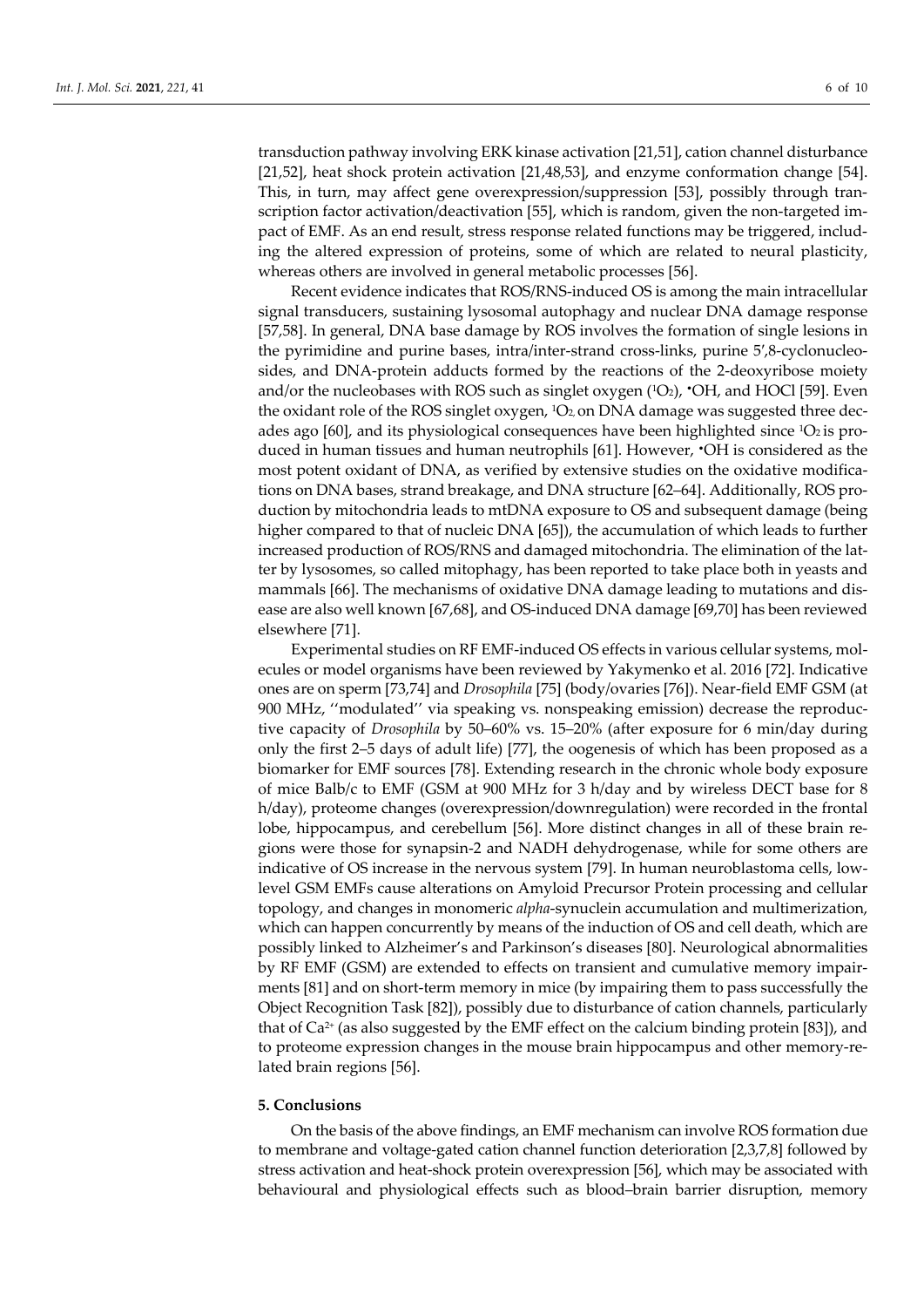transduction pathway involving ERK kinase activation [21,51], cation channel disturbance [21,52], heat shock protein activation [21,48,53], and enzyme conformation change [54]. This, in turn, may affect gene overexpression/suppression [53], possibly through transcription factor activation/deactivation [55], which is random, given the non-targeted impact of EMF. As an end result, stress response related functions may be triggered, including the altered expression of proteins, some of which are related to neural plasticity, whereas others are involved in general metabolic processes [56].

Recent evidence indicates that ROS/RNS-induced OS is among the main intracellular signal transducers, sustaining lysosomal autophagy and nuclear DNA damage response [57,58]. In general, DNA base damage by ROS involves the formation of single lesions in the pyrimidine and purine bases, intra/inter-strand cross-links, purine 5′,8-cyclonucleosides, and DNA-protein adducts formed by the reactions of the 2-deoxyribose moiety and/or the nucleobases with ROS such as singlet oxygen ($^1O_2$), $^{\bullet}OH$, and HOCl [59]. Even the oxidant role of the ROS singlet oxygen, $^1O_2$, on DNA damage was suggested three decades ago [60], and its physiological consequences have been highlighted since $^1O_2$ is produced in human tissues and human neutrophils [61]. However, $^{\bullet}OH$ is considered as the most potent oxidant of DNA, as verified by extensive studies on the oxidative modifications on DNA bases, strand breakage, and DNA structure [62–64]. Additionally, ROS production by mitochondria leads to mtDNA exposure to OS and subsequent damage (being higher compared to that of nucleic DNA [65]), the accumulation of which leads to further increased production of ROS/RNS and damaged mitochondria. The elimination of the latter by lysosomes, so called mitophagy, has been reported to take place both in yeasts and mammals [66]. The mechanisms of oxidative DNA damage leading to mutations and disease are also well known [67,68], and OS-induced DNA damage [69,70] has been reviewed elsewhere [71].

Experimental studies on RF EMF-induced OS effects in various cellular systems, molecules or model organisms have been reviewed by Yakymenko et al. 2016 [72]. Indicative ones are on sperm [73,74] and *Drosophila* [75] (body/ovaries [76]). Near-field EMF GSM (at 900 MHz, ''modulated'' via speaking vs. nonspeaking emission) decrease the reproductive capacity of *Drosophila* by 50–60% vs. 15–20% (after exposure for 6 min/day during only the first 2–5 days of adult life) [77], the oogenesis of which has been proposed as a biomarker for EMF sources [78]. Extending research in the chronic whole body exposure of mice Balb/c to EMF (GSM at 900 MHz for 3 h/day and by wireless DECT base for 8 h/day), proteome changes (overexpression/downregulation) were recorded in the frontal lobe, hippocampus, and cerebellum [56]. More distinct changes in all of these brain regions were those for synapsin-2 and NADH dehydrogenase, while for some others are indicative of OS increase in the nervous system [79]. In human neuroblastoma cells, low-level GSM EMFs cause alterations on Amyloid Precursor Protein processing and cellular topology, and changes in monomeric *alpha*-synuclein accumulation and multimerization, which can happen concurrently by means of the induction of OS and cell death, which are possibly linked to Alzheimer's and Parkinson's diseases [80]. Neurological abnormalities by RF EMF (GSM) are extended to effects on transient and cumulative memory impairments [81] and on short-term memory in mice (by impairing them to pass successfully the Object Recognition Task [82]), possibly due to disturbance of cation channels, particularly that of $Ca^{2+}$ (as also suggested by the EMF effect on the calcium binding protein [83]), and to proteome expression changes in the mouse brain hippocampus and other memory-related brain regions [56].

## 5. Conclusions

On the basis of the above findings, an EMF mechanism can involve ROS formation due to membrane and voltage-gated cation channel function deterioration [2,3,7,8] followed by stress activation and heat-shock protein overexpression [56], which may be associated with behavioural and physiological effects such as blood–brain barrier disruption, memory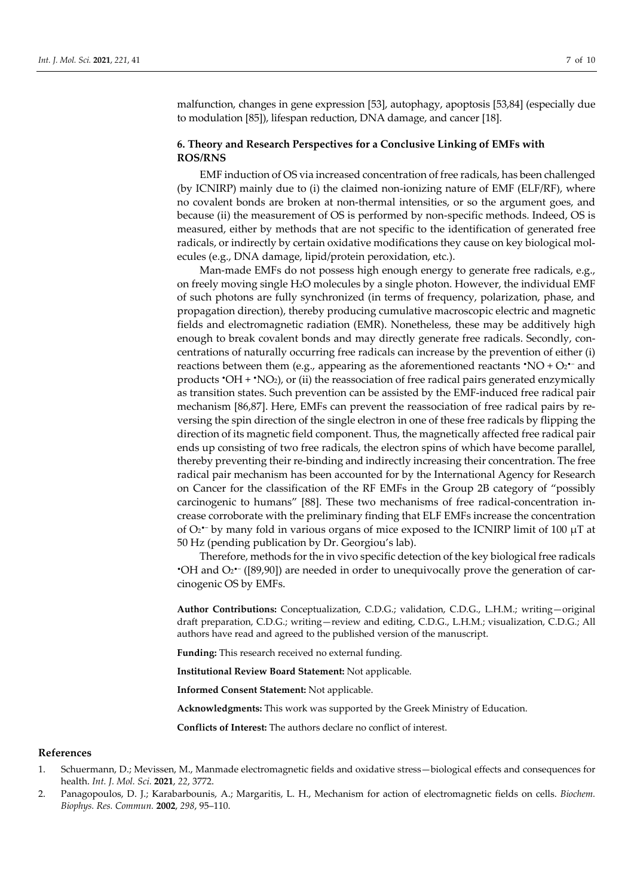malfunction, changes in gene expression [53], autophagy, apoptosis [53,84] (especially due to modulation [85]), lifespan reduction, DNA damage, and cancer [18].

## 6. Theory and Research Perspectives for a Conclusive Linking of EMFs with ROS/RNS

EMF induction of OS via increased concentration of free radicals, has been challenged (by ICNIRP) mainly due to (i) the claimed non-ionizing nature of EMF (ELF/RF), where no covalent bonds are broken at non-thermal intensities, or so the argument goes, and because (ii) the measurement of OS is performed by non-specific methods. Indeed, OS is measured, either by methods that are not specific to the identification of generated free radicals, or indirectly by certain oxidative modifications they cause on key biological molecules (e.g., DNA damage, lipid/protein peroxidation, etc.).

Man-made EMFs do not possess high enough energy to generate free radicals, e.g., on freely moving single $H_2O$ molecules by a single photon. However, the individual EMF of such photons are fully synchronized (in terms of frequency, polarization, phase, and propagation direction), thereby producing cumulative macroscopic electric and magnetic fields and electromagnetic radiation (EMR). Nonetheless, these may be additively high enough to break covalent bonds and may directly generate free radicals. Secondly, concentrations of naturally occurring free radicals can increase by the prevention of either (i) reactions between them (e.g., appearing as the aforementioned reactants $^{\bullet}NO + O_2^{\bullet-}$ and products $^{\bullet}OH + {}^{\bullet}NO_2$), or (ii) the reassociation of free radical pairs generated enzymically as transition states. Such prevention can be assisted by the EMF-induced free radical pair mechanism [86,87]. Here, EMFs can prevent the reassociation of free radical pairs by reversing the spin direction of the single electron in one of these free radicals by flipping the direction of its magnetic field component. Thus, the magnetically affected free radical pair ends up consisting of two free radicals, the electron spins of which have become parallel, thereby preventing their re-binding and indirectly increasing their concentration. The free radical pair mechanism has been accounted for by the International Agency for Research on Cancer for the classification of the RF EMFs in the Group 2B category of "possibly carcinogenic to humans" [88]. These two mechanisms of free radical-concentration increase corroborate with the preliminary finding that ELF EMFs increase the concentration of $O_2^{\bullet-}$ by many fold in various organs of mice exposed to the ICNIRP limit of 100 μT at 50 Hz (pending publication by Dr. Georgiou's lab).

Therefore, methods for the in vivo specific detection of the key biological free radicals $^{\bullet}OH$ and $O_2^{\bullet-}$ ([89,90]) are needed in order to unequivocally prove the generation of carcinogenic OS by EMFs.

**Author Contributions:** Conceptualization, C.D.G.; validation, C.D.G., L.H.M.; writing—original draft preparation, C.D.G.; writing—review and editing, C.D.G., L.H.M.; visualization, C.D.G.; All authors have read and agreed to the published version of the manuscript.

**Funding:** This research received no external funding.

**Institutional Review Board Statement:** Not applicable.

**Informed Consent Statement:** Not applicable.

**Acknowledgments:** This work was supported by the Greek Ministry of Education.

**Conflicts of Interest:** The authors declare no conflict of interest.

## References

1. Schuermann, D.; Mevissen, M., Manmade electromagnetic fields and oxidative stress—biological effects and consequences for health. *Int. J. Mol. Sci.* **2021**, *22*, 3772.
2. Panagopoulos, D. J.; Karabarbounis, A.; Margaritis, L. H., Mechanism for action of electromagnetic fields on cells. *Biochem. Biophys. Res. Commun.* **2002**, *298*, 95–110.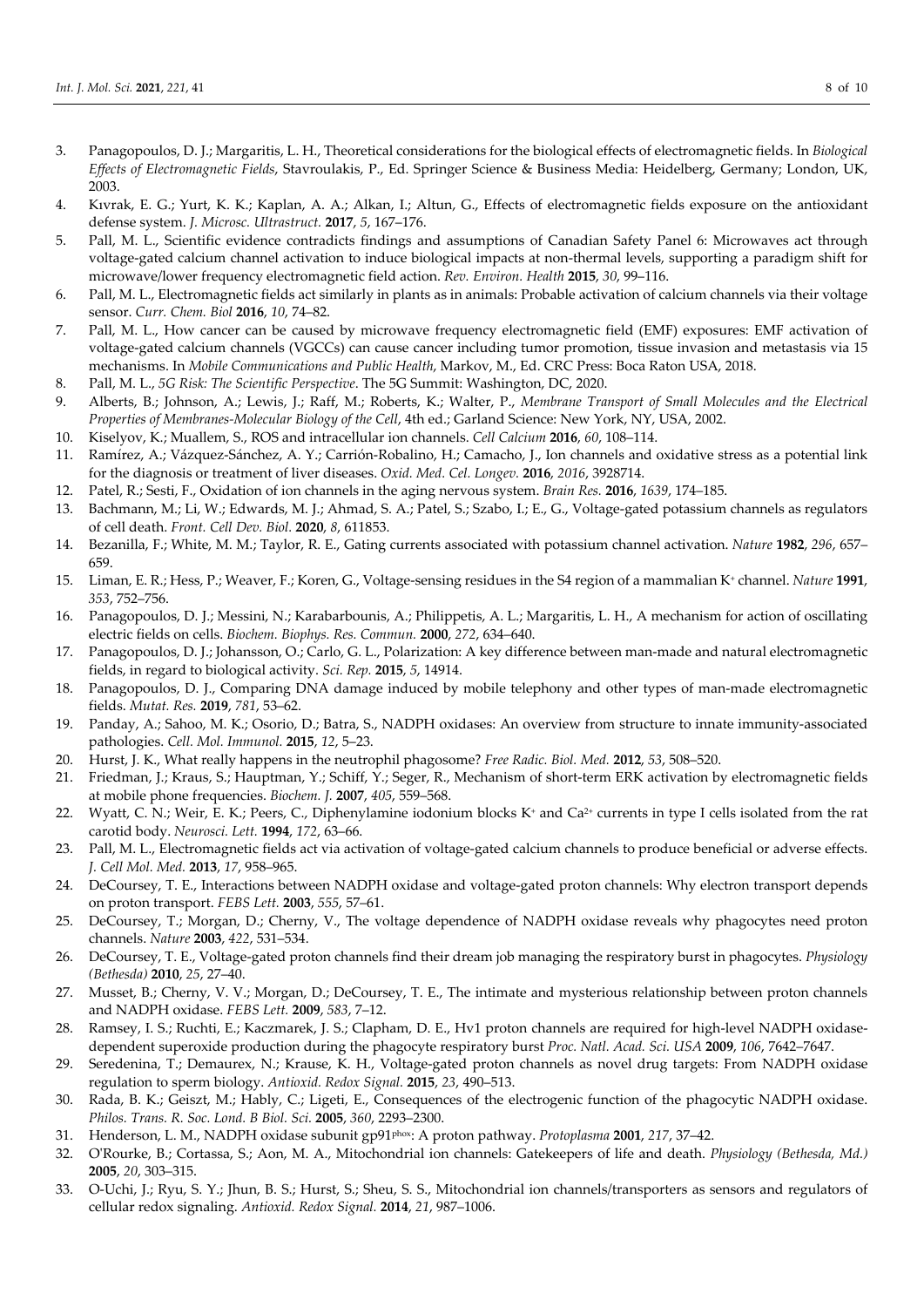3. Panagopoulos, D. J.; Margaritis, L. H., Theoretical considerations for the biological effects of electromagnetic fields. In *Biological Effects of Electromagnetic Fields*, Stavroulakis, P., Ed. Springer Science & Business Media: Heidelberg, Germany; London, UK, 2003.
4. Kıvrak, E. G.; Yurt, K. K.; Kaplan, A. A.; Alkan, I.; Altun, G., Effects of electromagnetic fields exposure on the antioxidant defense system. *J. Microsc. Ultrastruct.* **2017**, *5*, 167–176.
5. Pall, M. L., Scientific evidence contradicts findings and assumptions of Canadian Safety Panel 6: Microwaves act through voltage-gated calcium channel activation to induce biological impacts at non-thermal levels, supporting a paradigm shift for microwave/lower frequency electromagnetic field action. *Rev. Environ. Health* **2015**, *30*, 99–116.
6. Pall, M. L., Electromagnetic fields act similarly in plants as in animals: Probable activation of calcium channels via their voltage sensor. *Curr. Chem. Biol* **2016**, *10*, 74–82.
7. Pall, M. L., How cancer can be caused by microwave frequency electromagnetic field (EMF) exposures: EMF activation of voltage-gated calcium channels (VGCCs) can cause cancer including tumor promotion, tissue invasion and metastasis via 15 mechanisms. In *Mobile Communications and Public Health*, Markov, M., Ed. CRC Press: Boca Raton USA, 2018.
8. Pall, M. L., *5G Risk: The Scientific Perspective*. The 5G Summit: Washington, DC, 2020.
9. Alberts, B.; Johnson, A.; Lewis, J.; Raff, M.; Roberts, K.; Walter, P., *Membrane Transport of Small Molecules and the Electrical Properties of Membranes-Molecular Biology of the Cell*, 4th ed.; Garland Science: New York, NY, USA, 2002.
10. Kiselyov, K.; Muallem, S., ROS and intracellular ion channels. *Cell Calcium* **2016**, *60*, 108–114.
11. Ramírez, A.; Vázquez-Sánchez, A. Y.; Carrión-Robalino, H.; Camacho, J., Ion channels and oxidative stress as a potential link for the diagnosis or treatment of liver diseases. *Oxid. Med. Cel. Longev.* **2016**, *2016*, 3928714.
12. Patel, R.; Sesti, F., Oxidation of ion channels in the aging nervous system. *Brain Res.* **2016**, *1639*, 174–185.
13. Bachmann, M.; Li, W.; Edwards, M. J.; Ahmad, S. A.; Patel, S.; Szabo, I.; E., G., Voltage-gated potassium channels as regulators of cell death. *Front. Cell Dev. Biol.* **2020**, *8*, 611853.
14. Bezanilla, F.; White, M. M.; Taylor, R. E., Gating currents associated with potassium channel activation. *Nature* **1982**, *296*, 657–659.
15. Liman, E. R.; Hess, P.; Weaver, F.; Koren, G., Voltage-sensing residues in the S4 region of a mammalian $K^+$ channel. *Nature* **1991**, *353*, 752–756.
16. Panagopoulos, D. J.; Messini, N.; Karabarbounis, A.; Philippetis, A. L.; Margaritis, L. H., A mechanism for action of oscillating electric fields on cells. *Biochem. Biophys. Res. Commun.* **2000**, *272*, 634–640.
17. Panagopoulos, D. J.; Johansson, O.; Carlo, G. L., Polarization: A key difference between man-made and natural electromagnetic fields, in regard to biological activity. *Sci. Rep.* **2015**, *5*, 14914.
18. Panagopoulos, D. J., Comparing DNA damage induced by mobile telephony and other types of man-made electromagnetic fields. *Mutat. Res.* **2019**, *781*, 53–62.
19. Panday, A.; Sahoo, M. K.; Osorio, D.; Batra, S., NADPH oxidases: An overview from structure to innate immunity-associated pathologies. *Cell. Mol. Immunol.* **2015**, *12*, 5–23.
20. Hurst, J. K., What really happens in the neutrophil phagosome? *Free Radic. Biol. Med.* **2012**, *53*, 508–520.
21. Friedman, J.; Kraus, S.; Hauptman, Y.; Schiff, Y.; Seger, R., Mechanism of short-term ERK activation by electromagnetic fields at mobile phone frequencies. *Biochem. J.* **2007**, *405*, 559–568.
22. Wyatt, C. N.; Weir, E. K.; Peers, C., Diphenylamine iodonium blocks $K^+$ and $Ca^{2+}$ currents in type I cells isolated from the rat carotid body. *Neurosci. Lett.* **1994**, *172*, 63–66.
23. Pall, M. L., Electromagnetic fields act via activation of voltage-gated calcium channels to produce beneficial or adverse effects. *J. Cell Mol. Med.* **2013**, *17*, 958–965.
24. DeCoursey, T. E., Interactions between NADPH oxidase and voltage-gated proton channels: Why electron transport depends on proton transport. *FEBS Lett.* **2003**, *555*, 57–61.
25. DeCoursey, T.; Morgan, D.; Cherny, V., The voltage dependence of NADPH oxidase reveals why phagocytes need proton channels. *Nature* **2003**, *422*, 531–534.
26. DeCoursey, T. E., Voltage-gated proton channels find their dream job managing the respiratory burst in phagocytes. *Physiology (Bethesda)* **2010**, *25*, 27–40.
27. Musset, B.; Cherny, V. V.; Morgan, D.; DeCoursey, T. E., The intimate and mysterious relationship between proton channels and NADPH oxidase. *FEBS Lett.* **2009**, *583*, 7–12.
28. Ramsey, I. S.; Ruchti, E.; Kaczmarek, J. S.; Clapham, D. E., Hv1 proton channels are required for high-level NADPH oxidase-dependent superoxide production during the phagocyte respiratory burst *Proc. Natl. Acad. Sci. USA* **2009**, *106*, 7642–7647.
29. Seredenina, T.; Demaurex, N.; Krause, K. H., Voltage-gated proton channels as novel drug targets: From NADPH oxidase regulation to sperm biology. *Antioxid. Redox Signal.* **2015**, *23*, 490–513.
30. Rada, B. K.; Geiszt, M.; Hably, C.; Ligeti, E., Consequences of the electrogenic function of the phagocytic NADPH oxidase. *Philos. Trans. R. Soc. Lond. B Biol. Sci.* **2005**, *360*, 2293–2300.
31. Henderson, L. M., NADPH oxidase subunit gp91phox: A proton pathway. *Protoplasma* **2001**, *217*, 37–42.
32. O'Rourke, B.; Cortassa, S.; Aon, M. A., Mitochondrial ion channels: Gatekeepers of life and death. *Physiology (Bethesda, Md.)* **2005**, *20*, 303–315.
33. O-Uchi, J.; Ryu, S. Y.; Jhun, B. S.; Hurst, S.; Sheu, S. S., Mitochondrial ion channels/transporters as sensors and regulators of cellular redox signaling. *Antioxid. Redox Signal.* **2014**, *21*, 987–1006.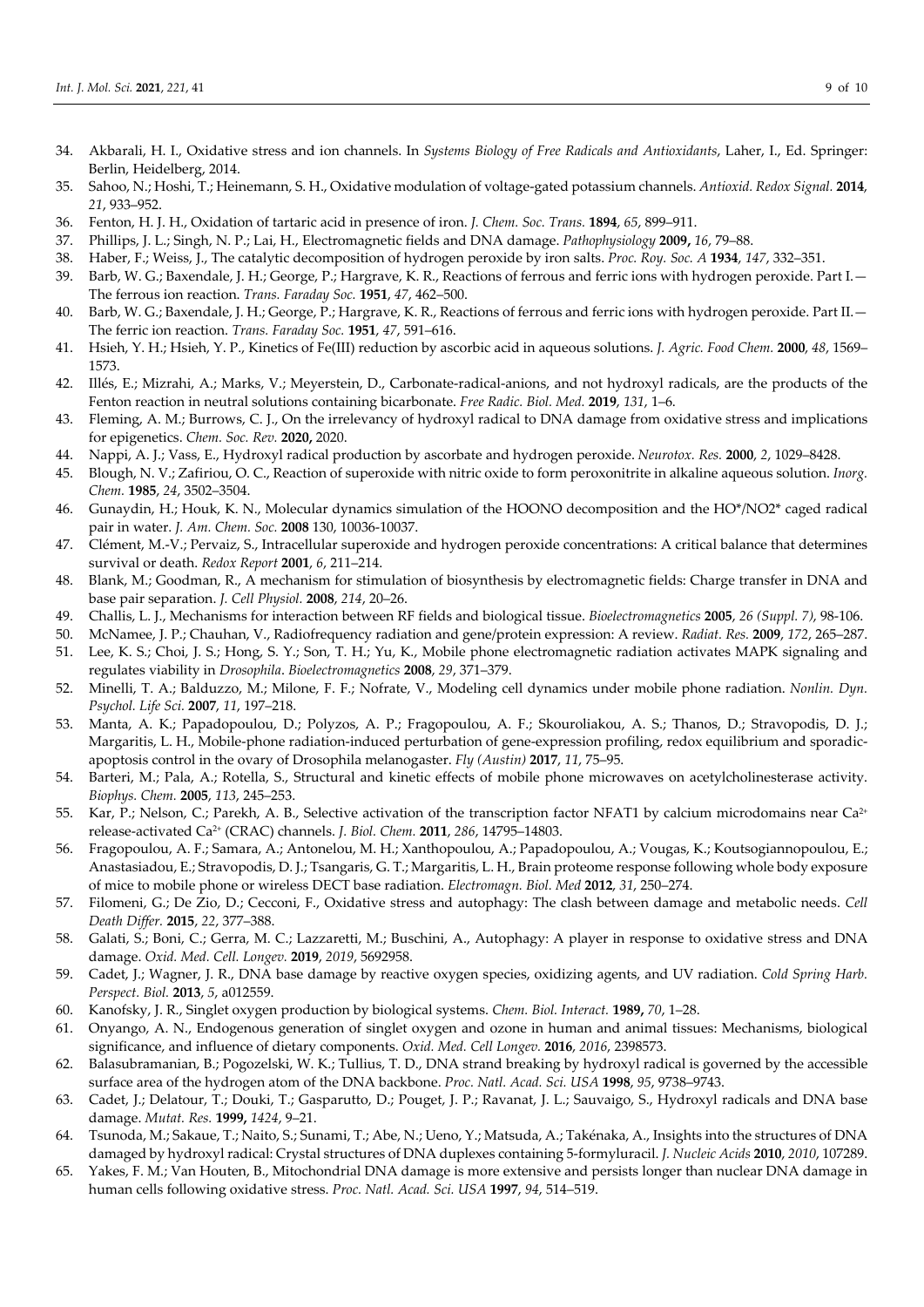34. Akbarali, H. I., Oxidative stress and ion channels. In *Systems Biology of Free Radicals and Antioxidants*, Laher, I., Ed. Springer: Berlin, Heidelberg, 2014.
35. Sahoo, N.; Hoshi, T.; Heinemann, S. H., Oxidative modulation of voltage-gated potassium channels. *Antioxid. Redox Signal.* **2014**, *21*, 933–952.
36. Fenton, H. J. H., Oxidation of tartaric acid in presence of iron. *J. Chem. Soc. Trans.* **1894**, *65*, 899–911.
37. Phillips, J. L.; Singh, N. P.; Lai, H., Electromagnetic fields and DNA damage. *Pathophysiology* **2009,** *16*, 79–88.
38. Haber, F.; Weiss, J., The catalytic decomposition of hydrogen peroxide by iron salts. *Proc. Roy. Soc. A* **1934**, *147*, 332–351.
39. Barb, W. G.; Baxendale, J. H.; George, P.; Hargrave, K. R., Reactions of ferrous and ferric ions with hydrogen peroxide. Part I.—The ferrous ion reaction. *Trans. Faraday Soc.* **1951**, *47*, 462–500.
40. Barb, W. G.; Baxendale, J. H.; George, P.; Hargrave, K. R., Reactions of ferrous and ferric ions with hydrogen peroxide. Part II.—The ferric ion reaction. *Trans. Faraday Soc.* **1951**, *47*, 591–616.
41. Hsieh, Y. H.; Hsieh, Y. P., Kinetics of Fe(III) reduction by ascorbic acid in aqueous solutions. *J. Agric. Food Chem.* **2000**, *48*, 1569–1573.
42. Illés, E.; Mizrahi, A.; Marks, V.; Meyerstein, D., Carbonate-radical-anions, and not hydroxyl radicals, are the products of the Fenton reaction in neutral solutions containing bicarbonate. *Free Radic. Biol. Med.* **2019**, *131*, 1–6.
43. Fleming, A. M.; Burrows, C. J., On the irrelevancy of hydroxyl radical to DNA damage from oxidative stress and implications for epigenetics. *Chem. Soc. Rev.* **2020,** 2020.
44. Nappi, A. J.; Vass, E., Hydroxyl radical production by ascorbate and hydrogen peroxide. *Neurotox. Res.* **2000**, *2*, 1029–8428.
45. Blough, N. V.; Zafiriou, O. C., Reaction of superoxide with nitric oxide to form peroxonitrite in alkaline aqueous solution. *Inorg. Chem.* **1985**, *24*, 3502–3504.
46. Gunaydin, H.; Houk, K. N., Molecular dynamics simulation of the HOONO decomposition and the HO*/NO2* caged radical pair in water. *J. Am. Chem. Soc.* **2008** 130, 10036-10037.
47. Clément, M.-V.; Pervaiz, S., Intracellular superoxide and hydrogen peroxide concentrations: A critical balance that determines survival or death. *Redox Report* **2001**, *6*, 211–214.
48. Blank, M.; Goodman, R., A mechanism for stimulation of biosynthesis by electromagnetic fields: Charge transfer in DNA and base pair separation. *J. Cell Physiol.* **2008**, *214*, 20–26.
49. Challis, L. J., Mechanisms for interaction between RF fields and biological tissue. *Bioelectromagnetics* **2005**, *26 (Suppl. 7)*, 98-106.
50. McNamee, J. P.; Chauhan, V., Radiofrequency radiation and gene/protein expression: A review. *Radiat. Res.* **2009**, *172*, 265–287.
51. Lee, K. S.; Choi, J. S.; Hong, S. Y.; Son, T. H.; Yu, K., Mobile phone electromagnetic radiation activates MAPK signaling and regulates viability in *Drosophila*. *Bioelectromagnetics* **2008**, *29*, 371–379.
52. Minelli, T. A.; Balduzzo, M.; Milone, F. F.; Nofrate, V., Modeling cell dynamics under mobile phone radiation. *Nonlin. Dyn. Psychol. Life Sci.* **2007**, *11*, 197–218.
53. Manta, A. K.; Papadopoulou, D.; Polyzos, A. P.; Fragopoulou, A. F.; Skouroliakou, A. S.; Thanos, D.; Stravopodis, D. J.; Margaritis, L. H., Mobile-phone radiation-induced perturbation of gene-expression profiling, redox equilibrium and sporadic-apoptosis control in the ovary of Drosophila melanogaster. *Fly (Austin)* **2017**, *11*, 75–95.
54. Barteri, M.; Pala, A.; Rotella, S., Structural and kinetic effects of mobile phone microwaves on acetylcholinesterase activity. *Biophys. Chem.* **2005**, *113*, 245–253.
55. Kar, P.; Nelson, C.; Parekh, A. B., Selective activation of the transcription factor NFAT1 by calcium microdomains near $Ca^{2+}$ release-activated $Ca^{2+}$ (CRAC) channels. *J. Biol. Chem.* **2011**, *286*, 14795–14803.
56. Fragopoulou, A. F.; Samara, A.; Antonelou, M. H.; Xanthopoulou, A.; Papadopoulou, A.; Vougas, K.; Koutsogiannopoulou, E.; Anastasiadou, E.; Stravopodis, D. J.; Tsangaris, G. T.; Margaritis, L. H., Brain proteome response following whole body exposure of mice to mobile phone or wireless DECT base radiation. *Electromagn. Biol. Med* **2012**, *31*, 250–274.
57. Filomeni, G.; De Zio, D.; Cecconi, F., Oxidative stress and autophagy: The clash between damage and metabolic needs. *Cell Death Differ.* **2015**, *22*, 377–388.
58. Galati, S.; Boni, C.; Gerra, M. C.; Lazzaretti, M.; Buschini, A., Autophagy: A player in response to oxidative stress and DNA damage. *Oxid. Med. Cell. Longev.* **2019**, *2019*, 5692958.
59. Cadet, J.; Wagner, J. R., DNA base damage by reactive oxygen species, oxidizing agents, and UV radiation. *Cold Spring Harb. Perspect. Biol.* **2013**, *5*, a012559.
60. Kanofsky, J. R., Singlet oxygen production by biological systems. *Chem. Biol. Interact.* **1989,** *70*, 1–28.
61. Onyango, A. N., Endogenous generation of singlet oxygen and ozone in human and animal tissues: Mechanisms, biological significance, and influence of dietary components. *Oxid. Med. Cell Longev.* **2016**, *2016*, 2398573.
62. Balasubramanian, B.; Pogozelski, W. K.; Tullius, T. D., DNA strand breaking by hydroxyl radical is governed by the accessible surface area of the hydrogen atom of the DNA backbone. *Proc. Natl. Acad. Sci. USA* **1998**, *95*, 9738–9743.
63. Cadet, J.; Delatour, T.; Douki, T.; Gasparutto, D.; Pouget, J. P.; Ravanat, J. L.; Sauvaigo, S., Hydroxyl radicals and DNA base damage. *Mutat. Res.* **1999,** *1424*, 9–21.
64. Tsunoda, M.; Sakaue, T.; Naito, S.; Sunami, T.; Abe, N.; Ueno, Y.; Matsuda, A.; Takénaka, A., Insights into the structures of DNA damaged by hydroxyl radical: Crystal structures of DNA duplexes containing 5-formyluracil. *J. Nucleic Acids* **2010**, *2010*, 107289.
65. Yakes, F. M.; Van Houten, B., Mitochondrial DNA damage is more extensive and persists longer than nuclear DNA damage in human cells following oxidative stress. *Proc. Natl. Acad. Sci. USA* **1997**, *94*, 514–519.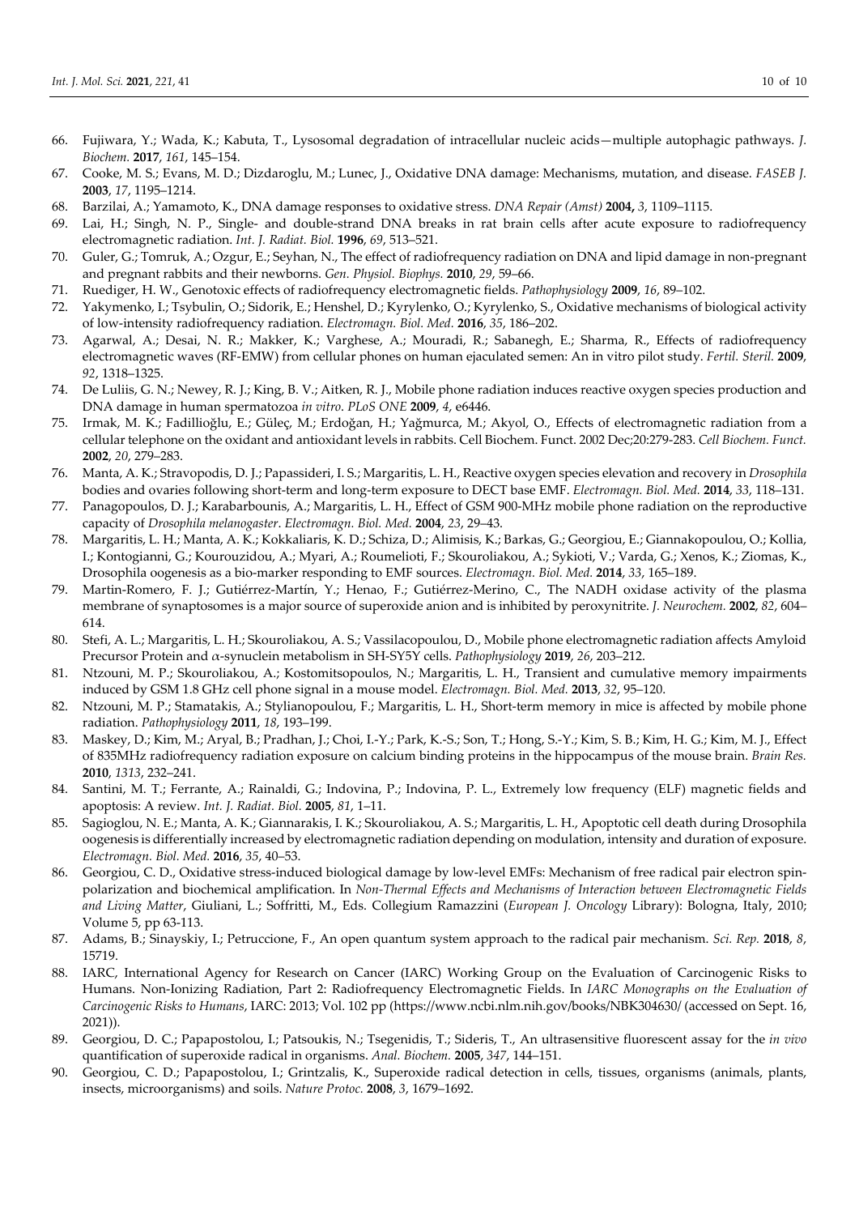66. Fujiwara, Y.; Wada, K.; Kabuta, T., Lysosomal degradation of intracellular nucleic acids—multiple autophagic pathways. *J. Biochem.* **2017**, *161*, 145–154.
67. Cooke, M. S.; Evans, M. D.; Dizdaroglu, M.; Lunec, J., Oxidative DNA damage: Mechanisms, mutation, and disease. *FASEB J.* **2003**, *17*, 1195–1214.
68. Barzilai, A.; Yamamoto, K., DNA damage responses to oxidative stress. *DNA Repair (Amst)* **2004,** *3*, 1109–1115.
69. Lai, H.; Singh, N. P., Single- and double-strand DNA breaks in rat brain cells after acute exposure to radiofrequency electromagnetic radiation. *Int. J. Radiat. Biol.* **1996**, *69*, 513–521.
70. Guler, G.; Tomruk, A.; Ozgur, E.; Seyhan, N., The effect of radiofrequency radiation on DNA and lipid damage in non-pregnant and pregnant rabbits and their newborns. *Gen. Physiol. Biophys.* **2010**, *29*, 59–66.
71. Ruediger, H. W., Genotoxic effects of radiofrequency electromagnetic fields. *Pathophysiology* **2009**, *16*, 89–102.
72. Yakymenko, I.; Tsybulin, O.; Sidorik, E.; Henshel, D.; Kyrylenko, O.; Kyrylenko, S., Oxidative mechanisms of biological activity of low-intensity radiofrequency radiation. *Electromagn. Biol. Med.* **2016**, *35*, 186–202.
73. Agarwal, A.; Desai, N. R.; Makker, K.; Varghese, A.; Mouradi, R.; Sabanegh, E.; Sharma, R., Effects of radiofrequency electromagnetic waves (RF-EMW) from cellular phones on human ejaculated semen: An in vitro pilot study. *Fertil. Steril.* **2009**, *92*, 1318–1325.
74. De Luliis, G. N.; Newey, R. J.; King, B. V.; Aitken, R. J., Mobile phone radiation induces reactive oxygen species production and DNA damage in human spermatozoa *in vitro*. *PLoS ONE* **2009**, *4*, e6446.
75. Irmak, M. K.; Fadillioğlu, E.; Güleç, M.; Erdoğan, H.; Yağmurca, M.; Akyol, O., Effects of electromagnetic radiation from a cellular telephone on the oxidant and antioxidant levels in rabbits. Cell Biochem. Funct. 2002 Dec;20:279-283. *Cell Biochem. Funct.* **2002**, *20*, 279–283.
76. Manta, A. K.; Stravopodis, D. J.; Papassideri, I. S.; Margaritis, L. H., Reactive oxygen species elevation and recovery in *Drosophila* bodies and ovaries following short-term and long-term exposure to DECT base EMF. *Electromagn. Biol. Med.* **2014**, *33*, 118–131.
77. Panagopoulos, D. J.; Karabarbounis, A.; Margaritis, L. H., Effect of GSM 900-MHz mobile phone radiation on the reproductive capacity of *Drosophila melanogaster*. *Electromagn. Biol. Med.* **2004**, *23*, 29–43.
78. Margaritis, L. H.; Manta, A. K.; Kokkaliaris, K. D.; Schiza, D.; Alimisis, K.; Barkas, G.; Georgiou, E.; Giannakopoulou, O.; Kollia, I.; Kontogianni, G.; Kourouzidou, A.; Myari, A.; Roumelioti, F.; Skouroliakou, A.; Sykioti, V.; Varda, G.; Xenos, K.; Ziomas, K., Drosophila oogenesis as a bio-marker responding to EMF sources. *Electromagn. Biol. Med.* **2014**, *33*, 165–189.
79. Martin-Romero, F. J.; Gutiérrez-Martín, Y.; Henao, F.; Gutiérrez-Merino, C., The NADH oxidase activity of the plasma membrane of synaptosomes is a major source of superoxide anion and is inhibited by peroxynitrite. *J. Neurochem.* **2002**, *82*, 604–614.
80. Stefi, A. L.; Margaritis, L. H.; Skouroliakou, A. S.; Vassilacopoulou, D., Mobile phone electromagnetic radiation affects Amyloid Precursor Protein and α-synuclein metabolism in SH-SY5Y cells. *Pathophysiology* **2019**, *26*, 203–212.
81. Ntzouni, M. P.; Skouroliakou, A.; Kostomitsopoulos, N.; Margaritis, L. H., Transient and cumulative memory impairments induced by GSM 1.8 GHz cell phone signal in a mouse model. *Electromagn. Biol. Med.* **2013**, *32*, 95–120.
82. Ntzouni, M. P.; Stamatakis, A.; Stylianopoulou, F.; Margaritis, L. H., Short-term memory in mice is affected by mobile phone radiation. *Pathophysiology* **2011**, *18*, 193–199.
83. Maskey, D.; Kim, M.; Aryal, B.; Pradhan, J.; Choi, I.-Y.; Park, K.-S.; Son, T.; Hong, S.-Y.; Kim, S. B.; Kim, H. G.; Kim, M. J., Effect of 835MHz radiofrequency radiation exposure on calcium binding proteins in the hippocampus of the mouse brain. *Brain Res.* **2010**, *1313*, 232–241.
84. Santini, M. T.; Ferrante, A.; Rainaldi, G.; Indovina, P.; Indovina, P. L., Extremely low frequency (ELF) magnetic fields and apoptosis: A review. *Int. J. Radiat. Biol.* **2005**, *81*, 1–11.
85. Sagioglou, N. E.; Manta, A. K.; Giannarakis, I. K.; Skouroliakou, A. S.; Margaritis, L. H., Apoptotic cell death during Drosophila oogenesis is differentially increased by electromagnetic radiation depending on modulation, intensity and duration of exposure. *Electromagn. Biol. Med.* **2016**, *35*, 40–53.
86. Georgiou, C. D., Oxidative stress-induced biological damage by low-level EMFs: Mechanism of free radical pair electron spin-polarization and biochemical amplification. In *Non-Thermal Effects and Mechanisms of Interaction between Electromagnetic Fields and Living Matter*, Giuliani, L.; Soffritti, M., Eds. Collegium Ramazzini (*European J. Oncology* Library): Bologna, Italy, 2010; Volume 5, pp 63-113.
87. Adams, B.; Sinayskiy, I.; Petruccione, F., An open quantum system approach to the radical pair mechanism. *Sci. Rep.* **2018**, *8*, 15719.
88. IARC, International Agency for Research on Cancer (IARC) Working Group on the Evaluation of Carcinogenic Risks to Humans. Non-Ionizing Radiation, Part 2: Radiofrequency Electromagnetic Fields. In *IARC Monographs on the Evaluation of Carcinogenic Risks to Humans*, IARC: 2013; Vol. 102 pp (https://www.ncbi.nlm.nih.gov/books/NBK304630/ (accessed on Sept. 16, 2021)).
89. Georgiou, D. C.; Papapostolou, I.; Patsoukis, N.; Tsegenidis, T.; Sideris, T., An ultrasensitive fluorescent assay for the *in vivo* quantification of superoxide radical in organisms. *Anal. Biochem.* **2005**, *347*, 144–151.
90. Georgiou, C. D.; Papapostolou, I.; Grintzalis, K., Superoxide radical detection in cells, tissues, organisms (animals, plants, insects, microorganisms) and soils. *Nature Protoc.* **2008**, *3*, 1679–1692.